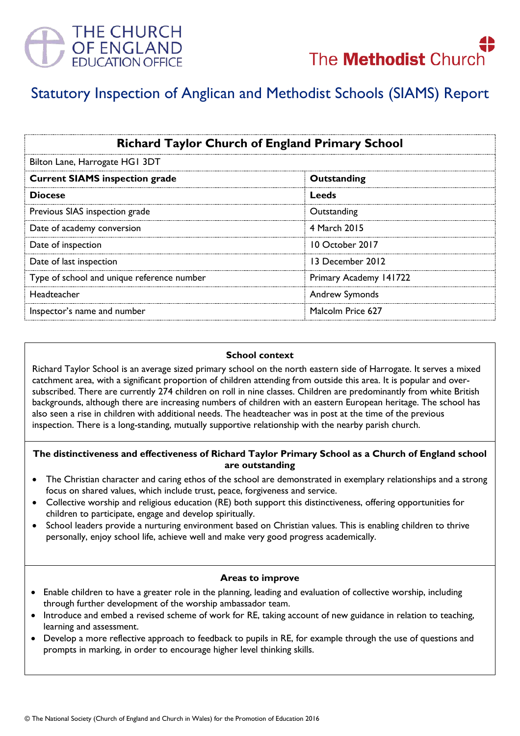THE CHURCH OF ENGLAND EDUCATION OFFICE

The Methodist Church

# Statutory Inspection of Anglican and Methodist Schools (SIAMS) Report

| **Richard Taylor Church of England Primary School** | |
|---|---|
| Bilton Lane, Harrogate HG1 3DT | |
| **Current SIAMS inspection grade** | **Outstanding** |
| **Diocese** | **Leeds** |
| Previous SIAS inspection grade | Outstanding |
| Date of academy conversion | 4 March 2015 |
| Date of inspection | 10 October 2017 |
| Date of last inspection | 13 December 2012 |
| Type of school and unique reference number | Primary Academy 141722 |
| Headteacher | Andrew Symonds |
| Inspector's name and number | Malcolm Price 627 |

## School context

Richard Taylor School is an average sized primary school on the north eastern side of Harrogate. It serves a mixed catchment area, with a significant proportion of children attending from outside this area. It is popular and over-subscribed. There are currently 274 children on roll in nine classes. Children are predominantly from white British backgrounds, although there are increasing numbers of children with an eastern European heritage. The school has also seen a rise in children with additional needs. The headteacher was in post at the time of the previous inspection. There is a long-standing, mutually supportive relationship with the nearby parish church.

## The distinctiveness and effectiveness of Richard Taylor Primary School as a Church of England school are outstanding

- The Christian character and caring ethos of the school are demonstrated in exemplary relationships and a strong focus on shared values, which include trust, peace, forgiveness and service.
- Collective worship and religious education (RE) both support this distinctiveness, offering opportunities for children to participate, engage and develop spiritually.
- School leaders provide a nurturing environment based on Christian values. This is enabling children to thrive personally, enjoy school life, achieve well and make very good progress academically.

## Areas to improve

- Enable children to have a greater role in the planning, leading and evaluation of collective worship, including through further development of the worship ambassador team.
- Introduce and embed a revised scheme of work for RE, taking account of new guidance in relation to teaching, learning and assessment.
- Develop a more reflective approach to feedback to pupils in RE, for example through the use of questions and prompts in marking, in order to encourage higher level thinking skills.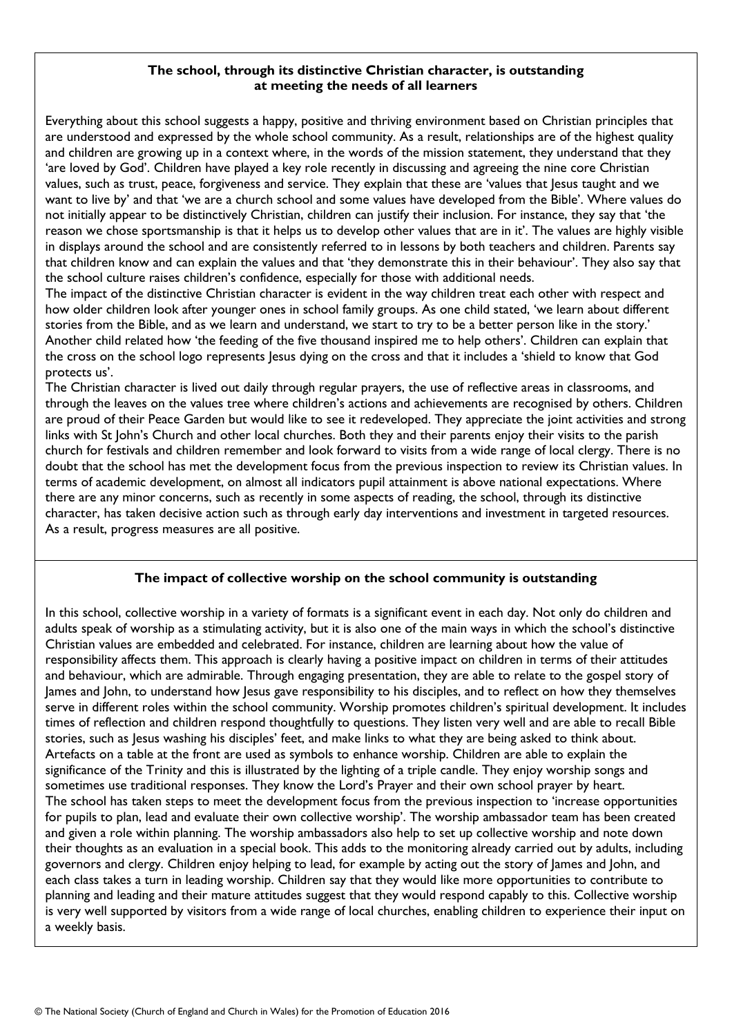## The school, through its distinctive Christian character, is outstanding at meeting the needs of all learners

Everything about this school suggests a happy, positive and thriving environment based on Christian principles that are understood and expressed by the whole school community. As a result, relationships are of the highest quality and children are growing up in a context where, in the words of the mission statement, they understand that they 'are loved by God'. Children have played a key role recently in discussing and agreeing the nine core Christian values, such as trust, peace, forgiveness and service. They explain that these are 'values that Jesus taught and we want to live by' and that 'we are a church school and some values have developed from the Bible'. Where values do not initially appear to be distinctively Christian, children can justify their inclusion. For instance, they say that 'the reason we chose sportsmanship is that it helps us to develop other values that are in it'. The values are highly visible in displays around the school and are consistently referred to in lessons by both teachers and children. Parents say that children know and can explain the values and that 'they demonstrate this in their behaviour'. They also say that the school culture raises children's confidence, especially for those with additional needs.

The impact of the distinctive Christian character is evident in the way children treat each other with respect and how older children look after younger ones in school family groups. As one child stated, 'we learn about different stories from the Bible, and as we learn and understand, we start to try to be a better person like in the story.' Another child related how 'the feeding of the five thousand inspired me to help others'. Children can explain that the cross on the school logo represents Jesus dying on the cross and that it includes a 'shield to know that God protects us'.

The Christian character is lived out daily through regular prayers, the use of reflective areas in classrooms, and through the leaves on the values tree where children's actions and achievements are recognised by others. Children are proud of their Peace Garden but would like to see it redeveloped. They appreciate the joint activities and strong links with St John's Church and other local churches. Both they and their parents enjoy their visits to the parish church for festivals and children remember and look forward to visits from a wide range of local clergy. There is no doubt that the school has met the development focus from the previous inspection to review its Christian values. In terms of academic development, on almost all indicators pupil attainment is above national expectations. Where there are any minor concerns, such as recently in some aspects of reading, the school, through its distinctive character, has taken decisive action such as through early day interventions and investment in targeted resources. As a result, progress measures are all positive.

## The impact of collective worship on the school community is outstanding

In this school, collective worship in a variety of formats is a significant event in each day. Not only do children and adults speak of worship as a stimulating activity, but it is also one of the main ways in which the school's distinctive Christian values are embedded and celebrated. For instance, children are learning about how the value of responsibility affects them. This approach is clearly having a positive impact on children in terms of their attitudes and behaviour, which are admirable. Through engaging presentation, they are able to relate to the gospel story of James and John, to understand how Jesus gave responsibility to his disciples, and to reflect on how they themselves serve in different roles within the school community. Worship promotes children's spiritual development. It includes times of reflection and children respond thoughtfully to questions. They listen very well and are able to recall Bible stories, such as Jesus washing his disciples' feet, and make links to what they are being asked to think about. Artefacts on a table at the front are used as symbols to enhance worship. Children are able to explain the significance of the Trinity and this is illustrated by the lighting of a triple candle. They enjoy worship songs and sometimes use traditional responses. They know the Lord's Prayer and their own school prayer by heart.

The school has taken steps to meet the development focus from the previous inspection to 'increase opportunities for pupils to plan, lead and evaluate their own collective worship'. The worship ambassador team has been created and given a role within planning. The worship ambassadors also help to set up collective worship and note down their thoughts as an evaluation in a special book. This adds to the monitoring already carried out by adults, including governors and clergy. Children enjoy helping to lead, for example by acting out the story of James and John, and each class takes a turn in leading worship. Children say that they would like more opportunities to contribute to planning and leading and their mature attitudes suggest that they would respond capably to this. Collective worship is very well supported by visitors from a wide range of local churches, enabling children to experience their input on a weekly basis.

© The National Society (Church of England and Church in Wales) for the Promotion of Education 2016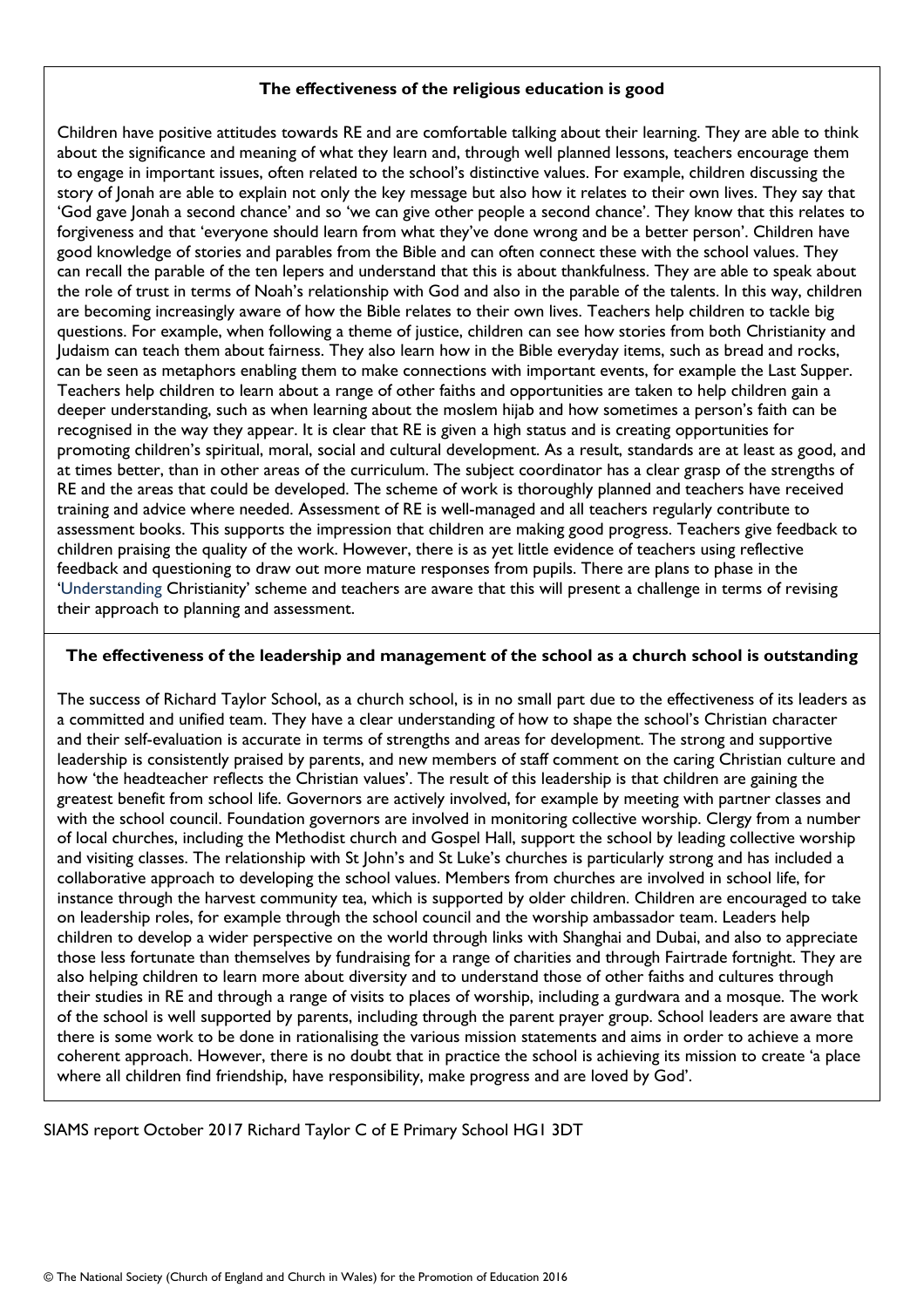**The effectiveness of the religious education is good**

Children have positive attitudes towards RE and are comfortable talking about their learning. They are able to think about the significance and meaning of what they learn and, through well planned lessons, teachers encourage them to engage in important issues, often related to the school's distinctive values. For example, children discussing the story of Jonah are able to explain not only the key message but also how it relates to their own lives. They say that 'God gave Jonah a second chance' and so 'we can give other people a second chance'. They know that this relates to forgiveness and that 'everyone should learn from what they've done wrong and be a better person'. Children have good knowledge of stories and parables from the Bible and can often connect these with the school values. They can recall the parable of the ten lepers and understand that this is about thankfulness. They are able to speak about the role of trust in terms of Noah's relationship with God and also in the parable of the talents. In this way, children are becoming increasingly aware of how the Bible relates to their own lives. Teachers help children to tackle big questions. For example, when following a theme of justice, children can see how stories from both Christianity and Judaism can teach them about fairness. They also learn how in the Bible everyday items, such as bread and rocks, can be seen as metaphors enabling them to make connections with important events, for example the Last Supper. Teachers help children to learn about a range of other faiths and opportunities are taken to help children gain a deeper understanding, such as when learning about the moslem hijab and how sometimes a person's faith can be recognised in the way they appear. It is clear that RE is given a high status and is creating opportunities for promoting children's spiritual, moral, social and cultural development. As a result, standards are at least as good, and at times better, than in other areas of the curriculum. The subject coordinator has a clear grasp of the strengths of RE and the areas that could be developed. The scheme of work is thoroughly planned and teachers have received training and advice where needed. Assessment of RE is well-managed and all teachers regularly contribute to assessment books. This supports the impression that children are making good progress. Teachers give feedback to children praising the quality of the work. However, there is as yet little evidence of teachers using reflective feedback and questioning to draw out more mature responses from pupils. There are plans to phase in the 'Understanding Christianity' scheme and teachers are aware that this will present a challenge in terms of revising their approach to planning and assessment.

**The effectiveness of the leadership and management of the school as a church school is outstanding**

The success of Richard Taylor School, as a church school, is in no small part due to the effectiveness of its leaders as a committed and unified team. They have a clear understanding of how to shape the school's Christian character and their self-evaluation is accurate in terms of strengths and areas for development. The strong and supportive leadership is consistently praised by parents, and new members of staff comment on the caring Christian culture and how 'the headteacher reflects the Christian values'. The result of this leadership is that children are gaining the greatest benefit from school life. Governors are actively involved, for example by meeting with partner classes and with the school council. Foundation governors are involved in monitoring collective worship. Clergy from a number of local churches, including the Methodist church and Gospel Hall, support the school by leading collective worship and visiting classes. The relationship with St John's and St Luke's churches is particularly strong and has included a collaborative approach to developing the school values. Members from churches are involved in school life, for instance through the harvest community tea, which is supported by older children. Children are encouraged to take on leadership roles, for example through the school council and the worship ambassador team. Leaders help children to develop a wider perspective on the world through links with Shanghai and Dubai, and also to appreciate those less fortunate than themselves by fundraising for a range of charities and through Fairtrade fortnight. They are also helping children to learn more about diversity and to understand those of other faiths and cultures through their studies in RE and through a range of visits to places of worship, including a gurdwara and a mosque. The work of the school is well supported by parents, including through the parent prayer group. School leaders are aware that there is some work to be done in rationalising the various mission statements and aims in order to achieve a more coherent approach. However, there is no doubt that in practice the school is achieving its mission to create 'a place where all children find friendship, have responsibility, make progress and are loved by God'.

SIAMS report October 2017 Richard Taylor C of E Primary School HG1 3DT

© The National Society (Church of England and Church in Wales) for the Promotion of Education 2016